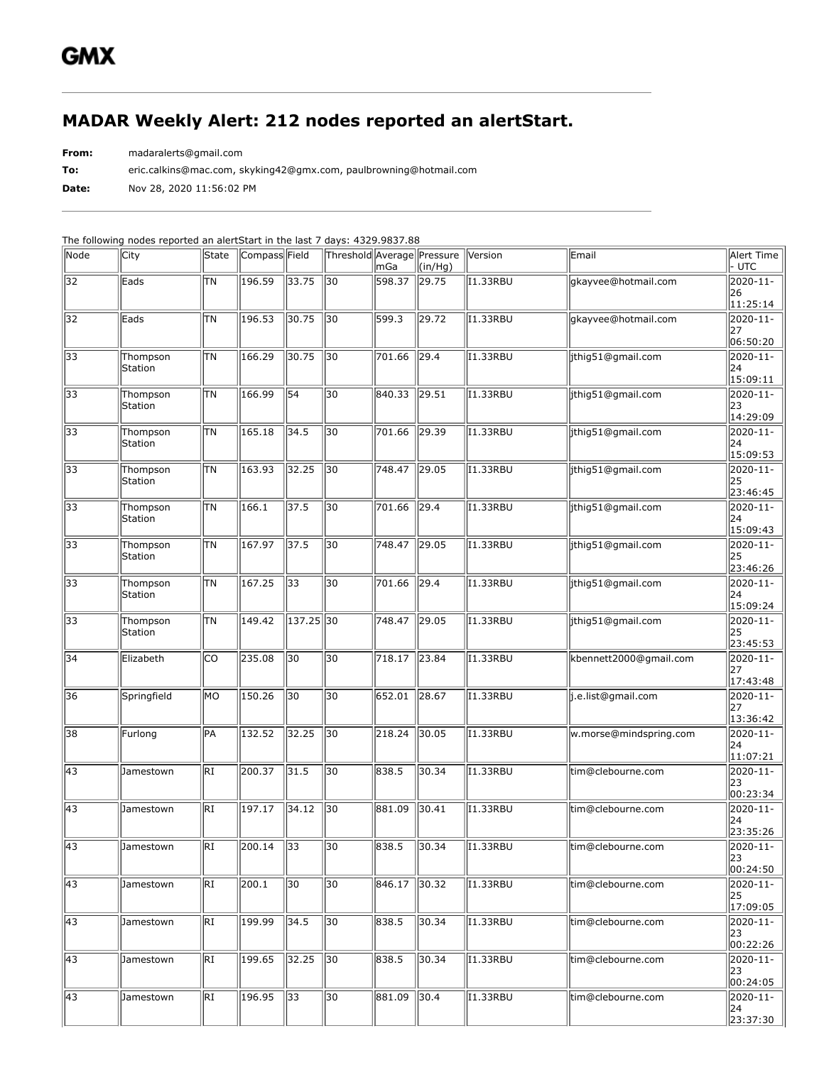# GMX

## MADAR Weekly Alert: 212 nodes reported an alertStart.

**From:** madaralerts@gmail.com

**To:** eric.calkins@mac.com, skyking42@gmx.com, paulbrowning@hotmail.com

**Date:** Nov 28, 2020 11:56:02 PM

The following nodes reported an alertStart in the last 7 days: 4329.9837.88

| Node | City | State | Compass | Field | Threshold | Average mGa | Pressure (in/Hg) | Version | Email | Alert Time - UTC |
|---|---|---|---|---|---|---|---|---|---|---|
| 32 | Eads | TN | 196.59 | 33.75 | 30 | 598.37 | 29.75 | I1.33RBU | gkayvee@hotmail.com | 2020-11-26 11:25:14 |
| 32 | Eads | TN | 196.53 | 30.75 | 30 | 599.3 | 29.72 | I1.33RBU | gkayvee@hotmail.com | 2020-11-27 06:50:20 |
| 33 | Thompson Station | TN | 166.29 | 30.75 | 30 | 701.66 | 29.4 | I1.33RBU | jthig51@gmail.com | 2020-11-24 15:09:11 |
| 33 | Thompson Station | TN | 166.99 | 54 | 30 | 840.33 | 29.51 | I1.33RBU | jthig51@gmail.com | 2020-11-23 14:29:09 |
| 33 | Thompson Station | TN | 165.18 | 34.5 | 30 | 701.66 | 29.39 | I1.33RBU | jthig51@gmail.com | 2020-11-24 15:09:53 |
| 33 | Thompson Station | TN | 163.93 | 32.25 | 30 | 748.47 | 29.05 | I1.33RBU | jthig51@gmail.com | 2020-11-25 23:46:45 |
| 33 | Thompson Station | TN | 166.1 | 37.5 | 30 | 701.66 | 29.4 | I1.33RBU | jthig51@gmail.com | 2020-11-24 15:09:43 |
| 33 | Thompson Station | TN | 167.97 | 37.5 | 30 | 748.47 | 29.05 | I1.33RBU | jthig51@gmail.com | 2020-11-25 23:46:26 |
| 33 | Thompson Station | TN | 167.25 | 33 | 30 | 701.66 | 29.4 | I1.33RBU | jthig51@gmail.com | 2020-11-24 15:09:24 |
| 33 | Thompson Station | TN | 149.42 | 137.25 | 30 | 748.47 | 29.05 | I1.33RBU | jthig51@gmail.com | 2020-11-25 23:45:53 |
| 34 | Elizabeth | CO | 235.08 | 30 | 30 | 718.17 | 23.84 | I1.33RBU | kbennett2000@gmail.com | 2020-11-27 17:43:48 |
| 36 | Springfield | MO | 150.26 | 30 | 30 | 652.01 | 28.67 | I1.33RBU | j.e.list@gmail.com | 2020-11-27 13:36:42 |
| 38 | Furlong | PA | 132.52 | 32.25 | 30 | 218.24 | 30.05 | I1.33RBU | w.morse@mindspring.com | 2020-11-24 11:07:21 |
| 43 | Jamestown | RI | 200.37 | 31.5 | 30 | 838.5 | 30.34 | I1.33RBU | tim@clebourne.com | 2020-11-23 00:23:34 |
| 43 | Jamestown | RI | 197.17 | 34.12 | 30 | 881.09 | 30.41 | I1.33RBU | tim@clebourne.com | 2020-11-24 23:35:26 |
| 43 | Jamestown | RI | 200.14 | 33 | 30 | 838.5 | 30.34 | I1.33RBU | tim@clebourne.com | 2020-11-23 00:24:50 |
| 43 | Jamestown | RI | 200.1 | 30 | 30 | 846.17 | 30.32 | I1.33RBU | tim@clebourne.com | 2020-11-25 17:09:05 |
| 43 | Jamestown | RI | 199.99 | 34.5 | 30 | 838.5 | 30.34 | I1.33RBU | tim@clebourne.com | 2020-11-23 00:22:26 |
| 43 | Jamestown | RI | 199.65 | 32.25 | 30 | 838.5 | 30.34 | I1.33RBU | tim@clebourne.com | 2020-11-23 00:24:05 |
| 43 | Jamestown | RI | 196.95 | 33 | 30 | 881.09 | 30.4 | I1.33RBU | tim@clebourne.com | 2020-11-24 23:37:30 |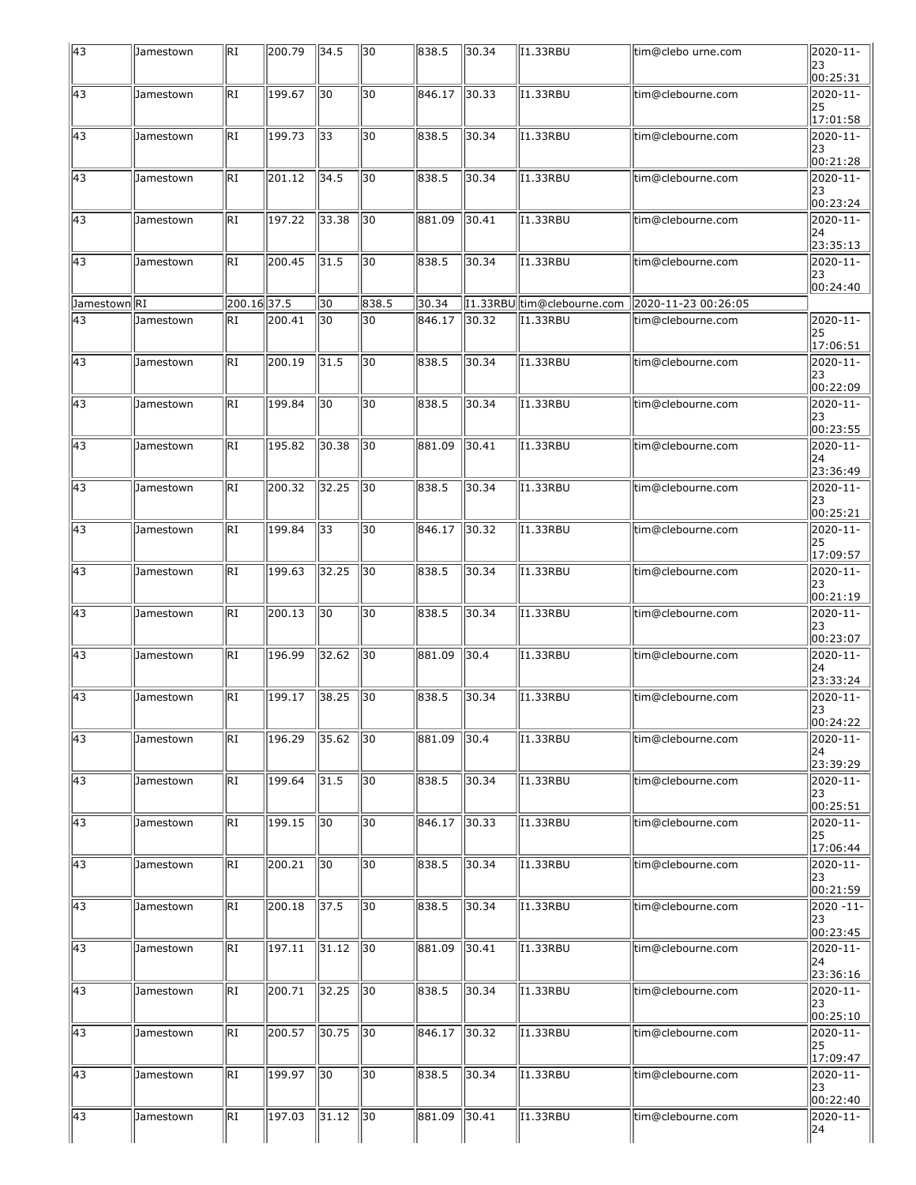| 43 | Jamestown | RI | 200.79 | 34.5 | 30 | 838.5 | 30.34 | I1.33RBU | tim@clebo urne.com | 2020-11-23 00:25:31 |
|---|---|---|---|---|---|---|---|---|---|---|
| 43 | Jamestown | RI | 199.67 | 30 | 30 | 846.17 | 30.33 | I1.33RBU | tim@clebourne.com | 2020-11-25 17:01:58 |
| 43 | Jamestown | RI | 199.73 | 33 | 30 | 838.5 | 30.34 | I1.33RBU | tim@clebourne.com | 2020-11-23 00:21:28 |
| 43 | Jamestown | RI | 201.12 | 34.5 | 30 | 838.5 | 30.34 | I1.33RBU | tim@clebourne.com | 2020-11-23 00:23:24 |
| 43 | Jamestown | RI | 197.22 | 33.38 | 30 | 881.09 | 30.41 | I1.33RBU | tim@clebourne.com | 2020-11-24 23:35:13 |
| 43 | Jamestown | RI | 200.45 | 31.5 | 30 | 838.5 | 30.34 | I1.33RBU | tim@clebourne.com | 2020-11-23 00:24:40 |
| Jamestown | RI | 200.16 | 37.5 | 30 | 838.5 | 30.34 | I1.33RBU | tim@clebourne.com | 2020-11-23 00:26:05 | |
| 43 | Jamestown | RI | 200.41 | 30 | 30 | 846.17 | 30.32 | I1.33RBU | tim@clebourne.com | 2020-11-25 17:06:51 |
| 43 | Jamestown | RI | 200.19 | 31.5 | 30 | 838.5 | 30.34 | I1.33RBU | tim@clebourne.com | 2020-11-23 00:22:09 |
| 43 | Jamestown | RI | 199.84 | 30 | 30 | 838.5 | 30.34 | I1.33RBU | tim@clebourne.com | 2020-11-23 00:23:55 |
| 43 | Jamestown | RI | 195.82 | 30.38 | 30 | 881.09 | 30.41 | I1.33RBU | tim@clebourne.com | 2020-11-24 23:36:49 |
| 43 | Jamestown | RI | 200.32 | 32.25 | 30 | 838.5 | 30.34 | I1.33RBU | tim@clebourne.com | 2020-11-23 00:25:21 |
| 43 | Jamestown | RI | 199.84 | 33 | 30 | 846.17 | 30.32 | I1.33RBU | tim@clebourne.com | 2020-11-25 17:09:57 |
| 43 | Jamestown | RI | 199.63 | 32.25 | 30 | 838.5 | 30.34 | I1.33RBU | tim@clebourne.com | 2020-11-23 00:21:19 |
| 43 | Jamestown | RI | 200.13 | 30 | 30 | 838.5 | 30.34 | I1.33RBU | tim@clebourne.com | 2020-11-23 00:23:07 |
| 43 | Jamestown | RI | 196.99 | 32.62 | 30 | 881.09 | 30.4 | I1.33RBU | tim@clebourne.com | 2020-11-24 23:33:24 |
| 43 | Jamestown | RI | 199.17 | 38.25 | 30 | 838.5 | 30.34 | I1.33RBU | tim@clebourne.com | 2020-11-23 00:24:22 |
| 43 | Jamestown | RI | 196.29 | 35.62 | 30 | 881.09 | 30.4 | I1.33RBU | tim@clebourne.com | 2020-11-24 23:39:29 |
| 43 | Jamestown | RI | 199.64 | 31.5 | 30 | 838.5 | 30.34 | I1.33RBU | tim@clebourne.com | 2020-11-23 00:25:51 |
| 43 | Jamestown | RI | 199.15 | 30 | 30 | 846.17 | 30.33 | I1.33RBU | tim@clebourne.com | 2020-11-25 17:06:44 |
| 43 | Jamestown | RI | 200.21 | 30 | 30 | 838.5 | 30.34 | I1.33RBU | tim@clebourne.com | 2020-11-23 00:21:59 |
| 43 | Jamestown | RI | 200.18 | 37.5 | 30 | 838.5 | 30.34 | I1.33RBU | tim@clebourne.com | 2020 -11-23 00:23:45 |
| 43 | Jamestown | RI | 197.11 | 31.12 | 30 | 881.09 | 30.41 | I1.33RBU | tim@clebourne.com | 2020-11-24 23:36:16 |
| 43 | Jamestown | RI | 200.71 | 32.25 | 30 | 838.5 | 30.34 | I1.33RBU | tim@clebourne.com | 2020-11-23 00:25:10 |
| 43 | Jamestown | RI | 200.57 | 30.75 | 30 | 846.17 | 30.32 | I1.33RBU | tim@clebourne.com | 2020-11-25 17:09:47 |
| 43 | Jamestown | RI | 199.97 | 30 | 30 | 838.5 | 30.34 | I1.33RBU | tim@clebourne.com | 2020-11-23 00:22:40 |
| 43 | Jamestown | RI | 197.03 | 31.12 | 30 | 881.09 | 30.41 | I1.33RBU | tim@clebourne.com | 2020-11-24 |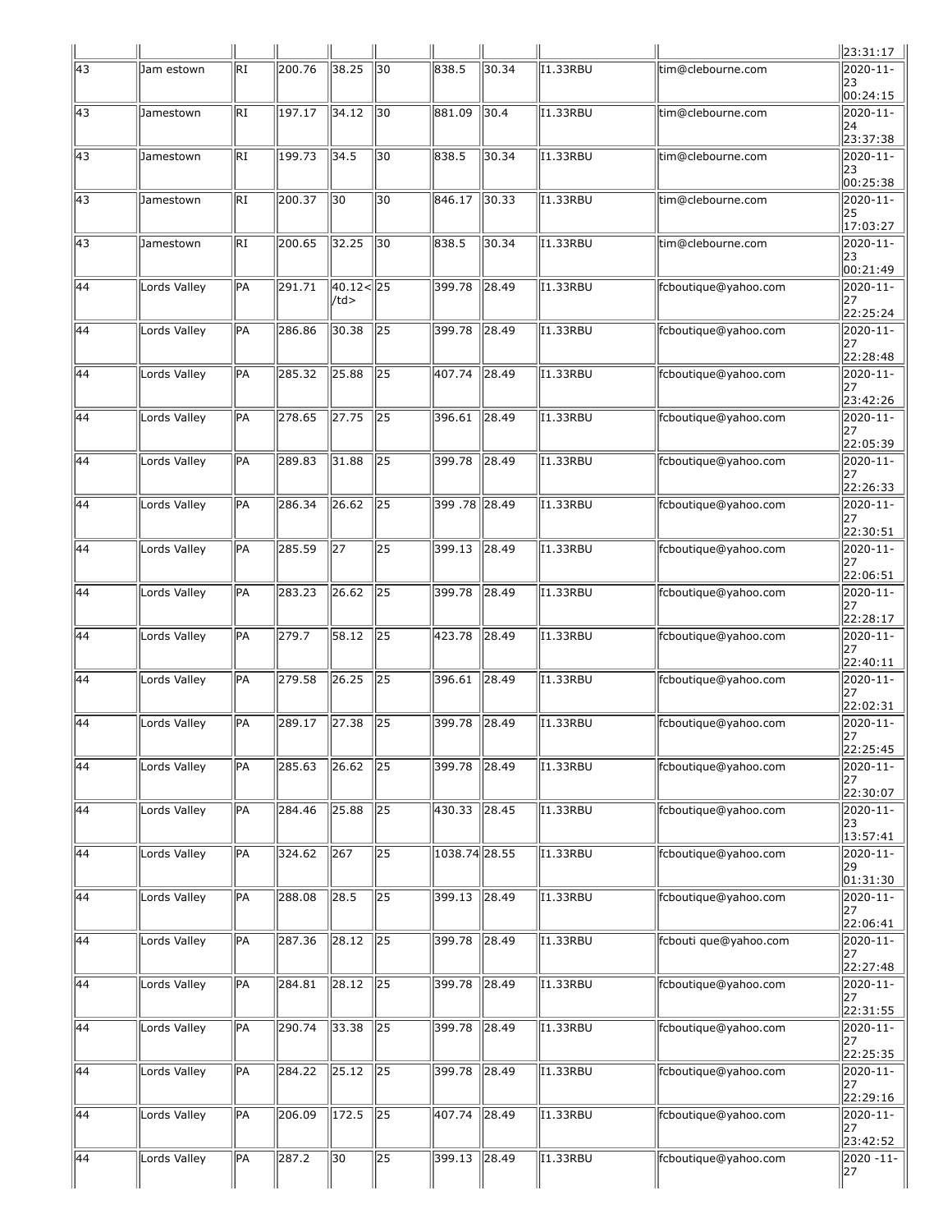| | | | | | | | | | | |
|---|---|---|---|---|---|---|---|---|---|---|
| | | | | | | | | | | 23:31:17 |
| 43 | Jam estown | RI | 200.76 | 38.25 | 30 | 838.5 | 30.34 | I1.33RBU | tim@clebourne.com | 2020-11-23 00:24:15 |
| 43 | Jamestown | RI | 197.17 | 34.12 | 30 | 881.09 | 30.4 | I1.33RBU | tim@clebourne.com | 2020-11-24 23:37:38 |
| 43 | Jamestown | RI | 199.73 | 34.5 | 30 | 838.5 | 30.34 | I1.33RBU | tim@clebourne.com | 2020-11-23 00:25:38 |
| 43 | Jamestown | RI | 200.37 | 30 | 30 | 846.17 | 30.33 | I1.33RBU | tim@clebourne.com | 2020-11-25 17:03:27 |
| 43 | Jamestown | RI | 200.65 | 32.25 | 30 | 838.5 | 30.34 | I1.33RBU | tim@clebourne.com | 2020-11-23 00:21:49 |
| 44 | Lords Valley | PA | 291.71 | 40.12</td> | 25 | 399.78 | 28.49 | I1.33RBU | fcboutique@yahoo.com | 2020-11-27 22:25:24 |
| 44 | Lords Valley | PA | 286.86 | 30.38 | 25 | 399.78 | 28.49 | I1.33RBU | fcboutique@yahoo.com | 2020-11-27 22:28:48 |
| 44 | Lords Valley | PA | 285.32 | 25.88 | 25 | 407.74 | 28.49 | I1.33RBU | fcboutique@yahoo.com | 2020-11-27 23:42:26 |
| 44 | Lords Valley | PA | 278.65 | 27.75 | 25 | 396.61 | 28.49 | I1.33RBU | fcboutique@yahoo.com | 2020-11-27 22:05:39 |
| 44 | Lords Valley | PA | 289.83 | 31.88 | 25 | 399.78 | 28.49 | I1.33RBU | fcboutique@yahoo.com | 2020-11-27 22:26:33 |
| 44 | Lords Valley | PA | 286.34 | 26.62 | 25 | 399 .78 | 28.49 | I1.33RBU | fcboutique@yahoo.com | 2020-11-27 22:30:51 |
| 44 | Lords Valley | PA | 285.59 | 27 | 25 | 399.13 | 28.49 | I1.33RBU | fcboutique@yahoo.com | 2020-11-27 22:06:51 |
| 44 | Lords Valley | PA | 283.23 | 26.62 | 25 | 399.78 | 28.49 | I1.33RBU | fcboutique@yahoo.com | 2020-11-27 22:28:17 |
| 44 | Lords Valley | PA | 279.7 | 58.12 | 25 | 423.78 | 28.49 | I1.33RBU | fcboutique@yahoo.com | 2020-11-27 22:40:11 |
| 44 | Lords Valley | PA | 279.58 | 26.25 | 25 | 396.61 | 28.49 | I1.33RBU | fcboutique@yahoo.com | 2020-11-27 22:02:31 |
| 44 | Lords Valley | PA | 289.17 | 27.38 | 25 | 399.78 | 28.49 | I1.33RBU | fcboutique@yahoo.com | 2020-11-27 22:25:45 |
| 44 | Lords Valley | PA | 285.63 | 26.62 | 25 | 399.78 | 28.49 | I1.33RBU | fcboutique@yahoo.com | 2020-11-27 22:30:07 |
| 44 | Lords Valley | PA | 284.46 | 25.88 | 25 | 430.33 | 28.45 | I1.33RBU | fcboutique@yahoo.com | 2020-11-23 13:57:41 |
| 44 | Lords Valley | PA | 324.62 | 267 | 25 | 1038.74 | 28.55 | I1.33RBU | fcboutique@yahoo.com | 2020-11-29 01:31:30 |
| 44 | Lords Valley | PA | 288.08 | 28.5 | 25 | 399.13 | 28.49 | I1.33RBU | fcboutique@yahoo.com | 2020-11-27 22:06:41 |
| 44 | Lords Valley | PA | 287.36 | 28.12 | 25 | 399.78 | 28.49 | I1.33RBU | fcbouti que@yahoo.com | 2020-11-27 22:27:48 |
| 44 | Lords Valley | PA | 284.81 | 28.12 | 25 | 399.78 | 28.49 | I1.33RBU | fcboutique@yahoo.com | 2020-11-27 22:31:55 |
| 44 | Lords Valley | PA | 290.74 | 33.38 | 25 | 399.78 | 28.49 | I1.33RBU | fcboutique@yahoo.com | 2020-11-27 22:25:35 |
| 44 | Lords Valley | PA | 284.22 | 25.12 | 25 | 399.78 | 28.49 | I1.33RBU | fcboutique@yahoo.com | 2020-11-27 22:29:16 |
| 44 | Lords Valley | PA | 206.09 | 172.5 | 25 | 407.74 | 28.49 | I1.33RBU | fcboutique@yahoo.com | 2020-11-27 23:42:52 |
| 44 | Lords Valley | PA | 287.2 | 30 | 25 | 399.13 | 28.49 | I1.33RBU | fcboutique@yahoo.com | 2020 -11-27 |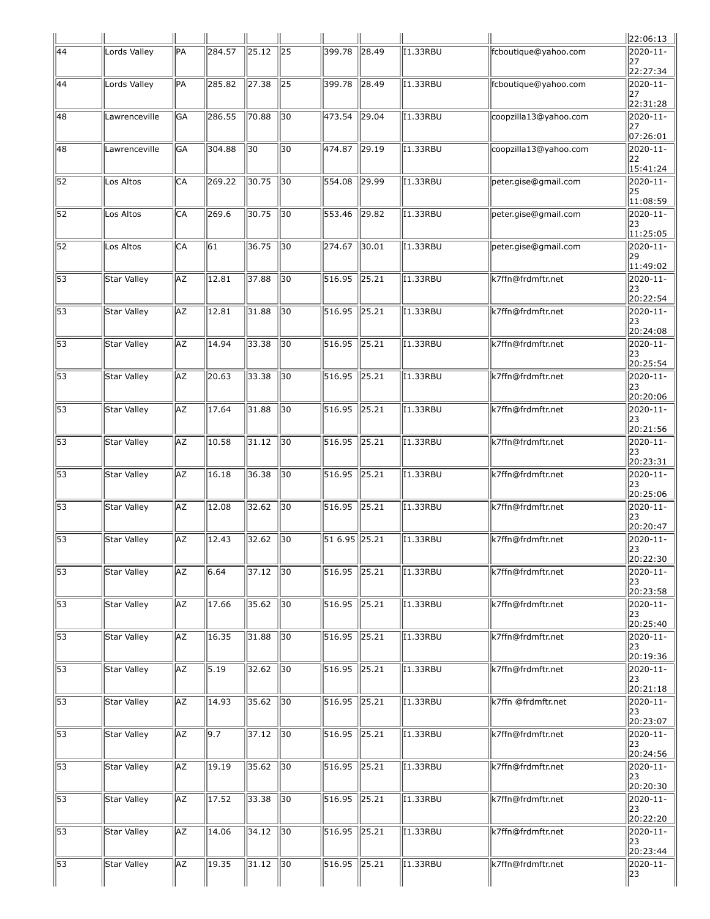| | | | | | | | | | | |
|---|---|---|---|---|---|---|---|---|---|---|
| | | | | | | | | | | 22:06:13 |
| 44 | Lords Valley | PA | 284.57 | 25.12 | 25 | 399.78 | 28.49 | I1.33RBU | fcboutique@yahoo.com | 2020-11-27 22:27:34 |
| 44 | Lords Valley | PA | 285.82 | 27.38 | 25 | 399.78 | 28.49 | I1.33RBU | fcboutique@yahoo.com | 2020-11-27 22:31:28 |
| 48 | Lawrenceville | GA | 286.55 | 70.88 | 30 | 473.54 | 29.04 | I1.33RBU | coopzilla13@yahoo.com | 2020-11-27 07:26:01 |
| 48 | Lawrenceville | GA | 304.88 | 30 | 30 | 474.87 | 29.19 | I1.33RBU | coopzilla13@yahoo.com | 2020-11-22 15:41:24 |
| 52 | Los Altos | CA | 269.22 | 30.75 | 30 | 554.08 | 29.99 | I1.33RBU | peter.gise@gmail.com | 2020-11-25 11:08:59 |
| 52 | Los Altos | CA | 269.6 | 30.75 | 30 | 553.46 | 29.82 | I1.33RBU | peter.gise@gmail.com | 2020-11-23 11:25:05 |
| 52 | Los Altos | CA | 61 | 36.75 | 30 | 274.67 | 30.01 | I1.33RBU | peter.gise@gmail.com | 2020-11-29 11:49:02 |
| 53 | Star Valley | AZ | 12.81 | 37.88 | 30 | 516.95 | 25.21 | I1.33RBU | k7ffn@frdmftr.net | 2020-11-23 20:22:54 |
| 53 | Star Valley | AZ | 12.81 | 31.88 | 30 | 516.95 | 25.21 | I1.33RBU | k7ffn@frdmftr.net | 2020-11-23 20:24:08 |
| 53 | Star Valley | AZ | 14.94 | 33.38 | 30 | 516.95 | 25.21 | I1.33RBU | k7ffn@frdmftr.net | 2020-11-23 20:25:54 |
| 53 | Star Valley | AZ | 20.63 | 33.38 | 30 | 516.95 | 25.21 | I1.33RBU | k7ffn@frdmftr.net | 2020-11-23 20:20:06 |
| 53 | Star Valley | AZ | 17.64 | 31.88 | 30 | 516.95 | 25.21 | I1.33RBU | k7ffn@frdmftr.net | 2020-11-23 20:21:56 |
| 53 | Star Valley | AZ | 10.58 | 31.12 | 30 | 516.95 | 25.21 | I1.33RBU | k7ffn@frdmftr.net | 2020-11-23 20:23:31 |
| 53 | Star Valley | AZ | 16.18 | 36.38 | 30 | 516.95 | 25.21 | I1.33RBU | k7ffn@frdmftr.net | 2020-11-23 20:25:06 |
| 53 | Star Valley | AZ | 12.08 | 32.62 | 30 | 516.95 | 25.21 | I1.33RBU | k7ffn@frdmftr.net | 2020-11-23 20:20:47 |
| 53 | Star Valley | AZ | 12.43 | 32.62 | 30 | 51 6.95 | 25.21 | I1.33RBU | k7ffn@frdmftr.net | 2020-11-23 20:22:30 |
| 53 | Star Valley | AZ | 6.64 | 37.12 | 30 | 516.95 | 25.21 | I1.33RBU | k7ffn@frdmftr.net | 2020-11-23 20:23:58 |
| 53 | Star Valley | AZ | 17.66 | 35.62 | 30 | 516.95 | 25.21 | I1.33RBU | k7ffn@frdmftr.net | 2020-11-23 20:25:40 |
| 53 | Star Valley | AZ | 16.35 | 31.88 | 30 | 516.95 | 25.21 | I1.33RBU | k7ffn@frdmftr.net | 2020-11-23 20:19:36 |
| 53 | Star Valley | AZ | 5.19 | 32.62 | 30 | 516.95 | 25.21 | I1.33RBU | k7ffn@frdmftr.net | 2020-11-23 20:21:18 |
| 53 | Star Valley | AZ | 14.93 | 35.62 | 30 | 516.95 | 25.21 | I1.33RBU | k7ffn @frdmftr.net | 2020-11-23 20:23:07 |
| 53 | Star Valley | AZ | 9.7 | 37.12 | 30 | 516.95 | 25.21 | I1.33RBU | k7ffn@frdmftr.net | 2020-11-23 20:24:56 |
| 53 | Star Valley | AZ | 19.19 | 35.62 | 30 | 516.95 | 25.21 | I1.33RBU | k7ffn@frdmftr.net | 2020-11-23 20:20:30 |
| 53 | Star Valley | AZ | 17.52 | 33.38 | 30 | 516.95 | 25.21 | I1.33RBU | k7ffn@frdmftr.net | 2020-11-23 20:22:20 |
| 53 | Star Valley | AZ | 14.06 | 34.12 | 30 | 516.95 | 25.21 | I1.33RBU | k7ffn@frdmftr.net | 2020-11-23 20:23:44 |
| 53 | Star Valley | AZ | 19.35 | 31.12 | 30 | 516.95 | 25.21 | I1.33RBU | k7ffn@frdmftr.net | 2020-11-23 |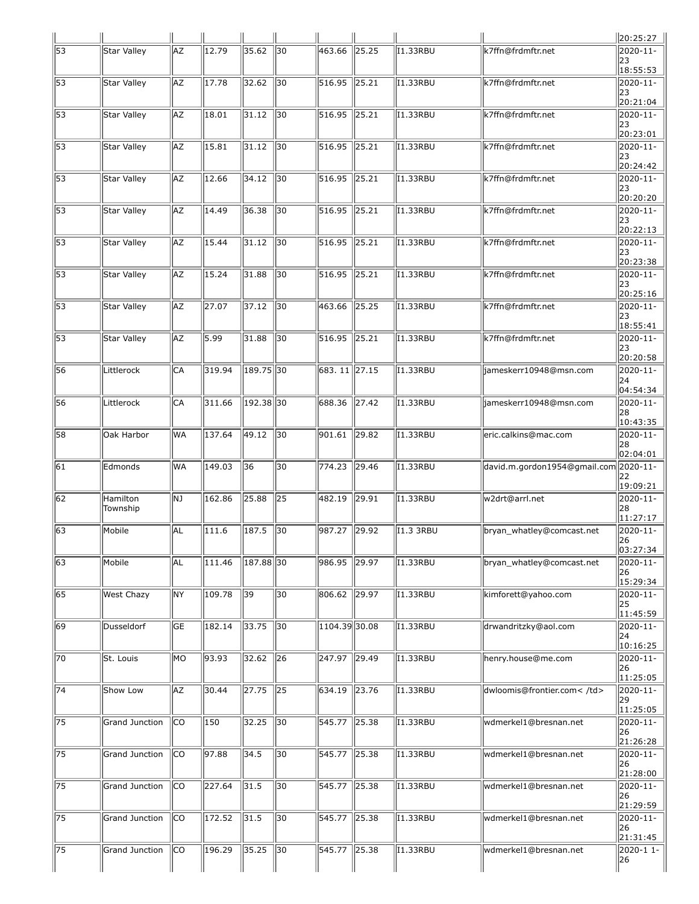| | | | | | | | | | | |
|---|---|---|---|---|---|---|---|---|---|---|
| | | | | | | | | | | 20:25:27 |
| 53 | Star Valley | AZ | 12.79 | 35.62 | 30 | 463.66 | 25.25 | I1.33RBU | k7ffn@frdmftr.net | 2020-11-23 18:55:53 |
| 53 | Star Valley | AZ | 17.78 | 32.62 | 30 | 516.95 | 25.21 | I1.33RBU | k7ffn@frdmftr.net | 2020-11-23 20:21:04 |
| 53 | Star Valley | AZ | 18.01 | 31.12 | 30 | 516.95 | 25.21 | I1.33RBU | k7ffn@frdmftr.net | 2020-11-23 20:23:01 |
| 53 | Star Valley | AZ | 15.81 | 31.12 | 30 | 516.95 | 25.21 | I1.33RBU | k7ffn@frdmftr.net | 2020-11-23 20:24:42 |
| 53 | Star Valley | AZ | 12.66 | 34.12 | 30 | 516.95 | 25.21 | I1.33RBU | k7ffn@frdmftr.net | 2020-11-23 20:20:20 |
| 53 | Star Valley | AZ | 14.49 | 36.38 | 30 | 516.95 | 25.21 | I1.33RBU | k7ffn@frdmftr.net | 2020-11-23 20:22:13 |
| 53 | Star Valley | AZ | 15.44 | 31.12 | 30 | 516.95 | 25.21 | I1.33RBU | k7ffn@frdmftr.net | 2020-11-23 20:23:38 |
| 53 | Star Valley | AZ | 15.24 | 31.88 | 30 | 516.95 | 25.21 | I1.33RBU | k7ffn@frdmftr.net | 2020-11-23 20:25:16 |
| 53 | Star Valley | AZ | 27.07 | 37.12 | 30 | 463.66 | 25.25 | I1.33RBU | k7ffn@frdmftr.net | 2020-11-23 18:55:41 |
| 53 | Star Valley | AZ | 5.99 | 31.88 | 30 | 516.95 | 25.21 | I1.33RBU | k7ffn@frdmftr.net | 2020-11-23 20:20:58 |
| 56 | Littlerock | CA | 319.94 | 189.75 | 30 | 683. 11 | 27.15 | I1.33RBU | jameskerr10948@msn.com | 2020-11-24 04:54:34 |
| 56 | Littlerock | CA | 311.66 | 192.38 | 30 | 688.36 | 27.42 | I1.33RBU | jameskerr10948@msn.com | 2020-11-28 10:43:35 |
| 58 | Oak Harbor | WA | 137.64 | 49.12 | 30 | 901.61 | 29.82 | I1.33RBU | eric.calkins@mac.com | 2020-11-28 02:04:01 |
| 61 | Edmonds | WA | 149.03 | 36 | 30 | 774.23 | 29.46 | I1.33RBU | david.m.gordon1954@gmail.com | 2020-11-22 19:09:21 |
| 62 | Hamilton Township | NJ | 162.86 | 25.88 | 25 | 482.19 | 29.91 | I1.33RBU | w2drt@arrl.net | 2020-11-28 11:27:17 |
| 63 | Mobile | AL | 111.6 | 187.5 | 30 | 987.27 | 29.92 | I1.3 3RBU | bryan_whatley@comcast.net | 2020-11-26 03:27:34 |
| 63 | Mobile | AL | 111.46 | 187.88 | 30 | 986.95 | 29.97 | I1.33RBU | bryan_whatley@comcast.net | 2020-11-26 15:29:34 |
| 65 | West Chazy | NY | 109.78 | 39 | 30 | 806.62 | 29.97 | I1.33RBU | kimforett@yahoo.com | 2020-11-25 11:45:59 |
| 69 | Dusseldorf | GE | 182.14 | 33.75 | 30 | 1104.39 | 30.08 | I1.33RBU | drwandritzky@aol.com | 2020-11-24 10:16:25 |
| 70 | St. Louis | MO | 93.93 | 32.62 | 26 | 247.97 | 29.49 | I1.33RBU | henry.house@me.com | 2020-11-26 11:25:05 |
| 74 | Show Low | AZ | 30.44 | 27.75 | 25 | 634.19 | 23.76 | I1.33RBU | dwloomis@frontier.com< /td> | 2020-11-29 11:25:05 |
| 75 | Grand Junction | CO | 150 | 32.25 | 30 | 545.77 | 25.38 | I1.33RBU | wdmerkel1@bresnan.net | 2020-11-26 21:26:28 |
| 75 | Grand Junction | CO | 97.88 | 34.5 | 30 | 545.77 | 25.38 | I1.33RBU | wdmerkel1@bresnan.net | 2020-11-26 21:28:00 |
| 75 | Grand Junction | CO | 227.64 | 31.5 | 30 | 545.77 | 25.38 | I1.33RBU | wdmerkel1@bresnan.net | 2020-11-26 21:29:59 |
| 75 | Grand Junction | CO | 172.52 | 31.5 | 30 | 545.77 | 25.38 | I1.33RBU | wdmerkel1@bresnan.net | 2020-11-26 21:31:45 |
| 75 | Grand Junction | CO | 196.29 | 35.25 | 30 | 545.77 | 25.38 | I1.33RBU | wdmerkel1@bresnan.net | 2020-1 1-26 |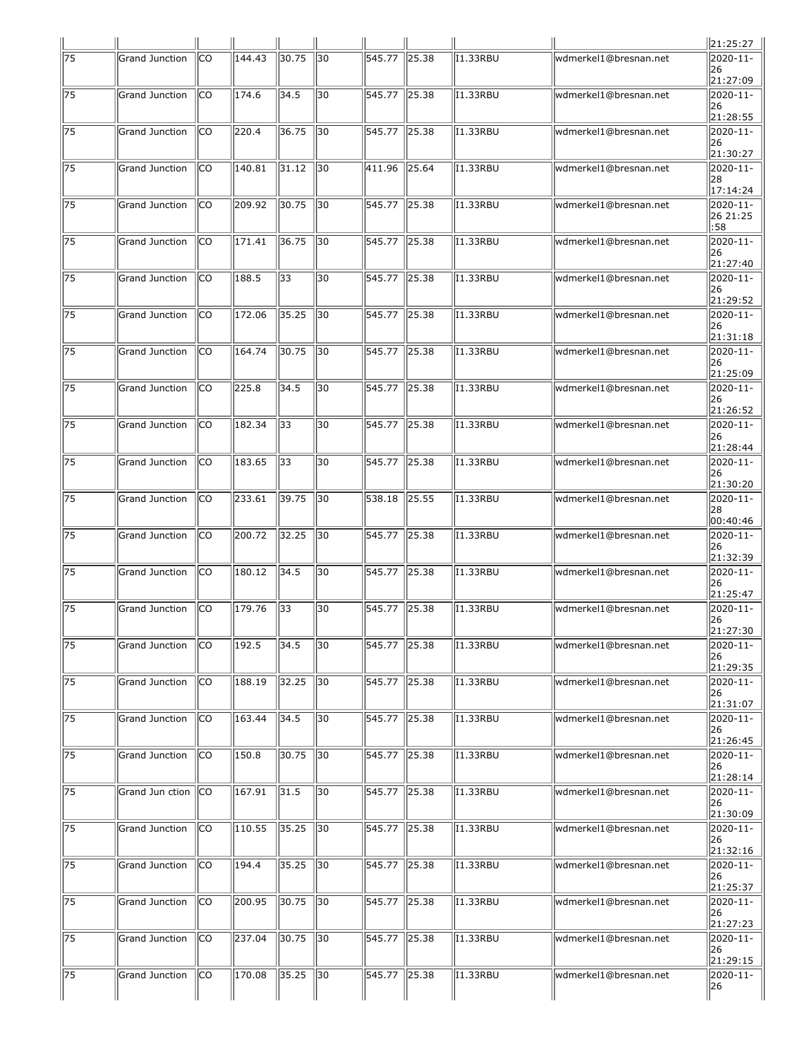| | | | | | | | | | | 21:25:27 |
|---|---|---|---|---|---|---|---|---|---|---|
| 75 | Grand Junction | CO | 144.43 | 30.75 | 30 | 545.77 | 25.38 | I1.33RBU | wdmerkel1@bresnan.net | 2020-11-26 21:27:09 |
| 75 | Grand Junction | CO | 174.6 | 34.5 | 30 | 545.77 | 25.38 | I1.33RBU | wdmerkel1@bresnan.net | 2020-11-26 21:28:55 |
| 75 | Grand Junction | CO | 220.4 | 36.75 | 30 | 545.77 | 25.38 | I1.33RBU | wdmerkel1@bresnan.net | 2020-11-26 21:30:27 |
| 75 | Grand Junction | CO | 140.81 | 31.12 | 30 | 411.96 | 25.64 | I1.33RBU | wdmerkel1@bresnan.net | 2020-11-28 17:14:24 |
| 75 | Grand Junction | CO | 209.92 | 30.75 | 30 | 545.77 | 25.38 | I1.33RBU | wdmerkel1@bresnan.net | 2020-11-26 21:25:58 |
| 75 | Grand Junction | CO | 171.41 | 36.75 | 30 | 545.77 | 25.38 | I1.33RBU | wdmerkel1@bresnan.net | 2020-11-26 21:27:40 |
| 75 | Grand Junction | CO | 188.5 | 33 | 30 | 545.77 | 25.38 | I1.33RBU | wdmerkel1@bresnan.net | 2020-11-26 21:29:52 |
| 75 | Grand Junction | CO | 172.06 | 35.25 | 30 | 545.77 | 25.38 | I1.33RBU | wdmerkel1@bresnan.net | 2020-11-26 21:31:18 |
| 75 | Grand Junction | CO | 164.74 | 30.75 | 30 | 545.77 | 25.38 | I1.33RBU | wdmerkel1@bresnan.net | 2020-11-26 21:25:09 |
| 75 | Grand Junction | CO | 225.8 | 34.5 | 30 | 545.77 | 25.38 | I1.33RBU | wdmerkel1@bresnan.net | 2020-11-26 21:26:52 |
| 75 | Grand Junction | CO | 182.34 | 33 | 30 | 545.77 | 25.38 | I1.33RBU | wdmerkel1@bresnan.net | 2020-11-26 21:28:44 |
| 75 | Grand Junction | CO | 183.65 | 33 | 30 | 545.77 | 25.38 | I1.33RBU | wdmerkel1@bresnan.net | 2020-11-26 21:30:20 |
| 75 | Grand Junction | CO | 233.61 | 39.75 | 30 | 538.18 | 25.55 | I1.33RBU | wdmerkel1@bresnan.net | 2020-11-28 00:40:46 |
| 75 | Grand Junction | CO | 200.72 | 32.25 | 30 | 545.77 | 25.38 | I1.33RBU | wdmerkel1@bresnan.net | 2020-11-26 21:32:39 |
| 75 | Grand Junction | CO | 180.12 | 34.5 | 30 | 545.77 | 25.38 | I1.33RBU | wdmerkel1@bresnan.net | 2020-11-26 21:25:47 |
| 75 | Grand Junction | CO | 179.76 | 33 | 30 | 545.77 | 25.38 | I1.33RBU | wdmerkel1@bresnan.net | 2020-11-26 21:27:30 |
| 75 | Grand Junction | CO | 192.5 | 34.5 | 30 | 545.77 | 25.38 | I1.33RBU | wdmerkel1@bresnan.net | 2020-11-26 21:29:35 |
| 75 | Grand Junction | CO | 188.19 | 32.25 | 30 | 545.77 | 25.38 | I1.33RBU | wdmerkel1@bresnan.net | 2020-11-26 21:31:07 |
| 75 | Grand Junction | CO | 163.44 | 34.5 | 30 | 545.77 | 25.38 | I1.33RBU | wdmerkel1@bresnan.net | 2020-11-26 21:26:45 |
| 75 | Grand Junction | CO | 150.8 | 30.75 | 30 | 545.77 | 25.38 | I1.33RBU | wdmerkel1@bresnan.net | 2020-11-26 21:28:14 |
| 75 | Grand Jun ction | CO | 167.91 | 31.5 | 30 | 545.77 | 25.38 | I1.33RBU | wdmerkel1@bresnan.net | 2020-11-26 21:30:09 |
| 75 | Grand Junction | CO | 110.55 | 35.25 | 30 | 545.77 | 25.38 | I1.33RBU | wdmerkel1@bresnan.net | 2020-11-26 21:32:16 |
| 75 | Grand Junction | CO | 194.4 | 35.25 | 30 | 545.77 | 25.38 | I1.33RBU | wdmerkel1@bresnan.net | 2020-11-26 21:25:37 |
| 75 | Grand Junction | CO | 200.95 | 30.75 | 30 | 545.77 | 25.38 | I1.33RBU | wdmerkel1@bresnan.net | 2020-11-26 21:27:23 |
| 75 | Grand Junction | CO | 237.04 | 30.75 | 30 | 545.77 | 25.38 | I1.33RBU | wdmerkel1@bresnan.net | 2020-11-26 21:29:15 |
| 75 | Grand Junction | CO | 170.08 | 35.25 | 30 | 545.77 | 25.38 | I1.33RBU | wdmerkel1@bresnan.net | 2020-11-26 |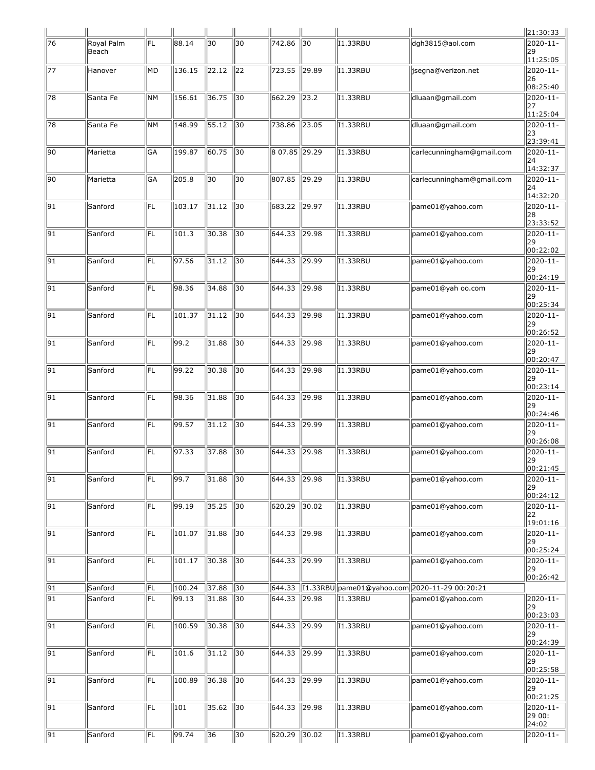| | | | | | | | | | | |
|---|---|---|---|---|---|---|---|---|---|---|
| | | | | | | | | | | 21:30:33 |
| 76 | Royal Palm Beach | FL | 88.14 | 30 | 30 | 742.86 | 30 | I1.33RBU | dgh3815@aol.com | 2020-11-29 11:25:05 |
| 77 | Hanover | MD | 136.15 | 22.12 | 22 | 723.55 | 29.89 | I1.33RBU | jsegna@verizon.net | 2020-11-26 08:25:40 |
| 78 | Santa Fe | NM | 156.61 | 36.75 | 30 | 662.29 | 23.2 | I1.33RBU | dluaan@gmail.com | 2020-11-27 11:25:04 |
| 78 | Santa Fe | NM | 148.99 | 55.12 | 30 | 738.86 | 23.05 | I1.33RBU | dluaan@gmail.com | 2020-11-23 23:39:41 |
| 90 | Marietta | GA | 199.87 | 60.75 | 30 | 8 07.85 | 29.29 | I1.33RBU | carlecunningham@gmail.com | 2020-11-24 14:32:37 |
| 90 | Marietta | GA | 205.8 | 30 | 30 | 807.85 | 29.29 | I1.33RBU | carlecunningham@gmail.com | 2020-11-24 14:32:20 |
| 91 | Sanford | FL | 103.17 | 31.12 | 30 | 683.22 | 29.97 | I1.33RBU | pame01@yahoo.com | 2020-11-28 23:33:52 |
| 91 | Sanford | FL | 101.3 | 30.38 | 30 | 644.33 | 29.98 | I1.33RBU | pame01@yahoo.com | 2020-11-29 00:22:02 |
| 91 | Sanford | FL | 97.56 | 31.12 | 30 | 644.33 | 29.99 | I1.33RBU | pame01@yahoo.com | 2020-11-29 00:24:19 |
| 91 | Sanford | FL | 98.36 | 34.88 | 30 | 644.33 | 29.98 | I1.33RBU | pame01@yah oo.com | 2020-11-29 00:25:34 |
| 91 | Sanford | FL | 101.37 | 31.12 | 30 | 644.33 | 29.98 | I1.33RBU | pame01@yahoo.com | 2020-11-29 00:26:52 |
| 91 | Sanford | FL | 99.2 | 31.88 | 30 | 644.33 | 29.98 | I1.33RBU | pame01@yahoo.com | 2020-11-29 00:20:47 |
| 91 | Sanford | FL | 99.22 | 30.38 | 30 | 644.33 | 29.98 | I1.33RBU | pame01@yahoo.com | 2020-11-29 00:23:14 |
| 91 | Sanford | FL | 98.36 | 31.88 | 30 | 644.33 | 29.98 | I1.33RBU | pame01@yahoo.com | 2020-11-29 00:24:46 |
| 91 | Sanford | FL | 99.57 | 31.12 | 30 | 644.33 | 29.99 | I1.33RBU | pame01@yahoo.com | 2020-11-29 00:26:08 |
| 91 | Sanford | FL | 97.33 | 37.88 | 30 | 644.33 | 29.98 | I1.33RBU | pame01@yahoo.com | 2020-11-29 00:21:45 |
| 91 | Sanford | FL | 99.7 | 31.88 | 30 | 644.33 | 29.98 | I1.33RBU | pame01@yahoo.com | 2020-11-29 00:24:12 |
| 91 | Sanford | FL | 99.19 | 35.25 | 30 | 620.29 | 30.02 | I1.33RBU | pame01@yahoo.com | 2020-11-22 19:01:16 |
| 91 | Sanford | FL | 101.07 | 31.88 | 30 | 644.33 | 29.98 | I1.33RBU | pame01@yahoo.com | 2020-11-29 00:25:24 |
| 91 | Sanford | FL | 101.17 | 30.38 | 30 | 644.33 | 29.99 | I1.33RBU | pame01@yahoo.com | 2020-11-29 00:26:42 |
| 91 | Sanford | FL | 100.24 | 37.88 | 30 | 644.33 | I1.33RBU | pame01@yahoo.com | 2020-11-29 00:20:21 | | |
| 91 | Sanford | FL | 99.13 | 31.88 | 30 | 644.33 | 29.98 | I1.33RBU | pame01@yahoo.com | 2020-11-29 00:23:03 |
| 91 | Sanford | FL | 100.59 | 30.38 | 30 | 644.33 | 29.99 | I1.33RBU | pame01@yahoo.com | 2020-11-29 00:24:39 |
| 91 | Sanford | FL | 101.6 | 31.12 | 30 | 644.33 | 29.99 | I1.33RBU | pame01@yahoo.com | 2020-11-29 00:25:58 |
| 91 | Sanford | FL | 100.89 | 36.38 | 30 | 644.33 | 29.99 | I1.33RBU | pame01@yahoo.com | 2020-11-29 00:21:25 |
| 91 | Sanford | FL | 101 | 35.62 | 30 | 644.33 | 29.98 | I1.33RBU | pame01@yahoo.com | 2020-11-29 00: 24:02 |
| 91 | Sanford | FL | 99.74 | 36 | 30 | 620.29 | 30.02 | I1.33RBU | pame01@yahoo.com | 2020-11- |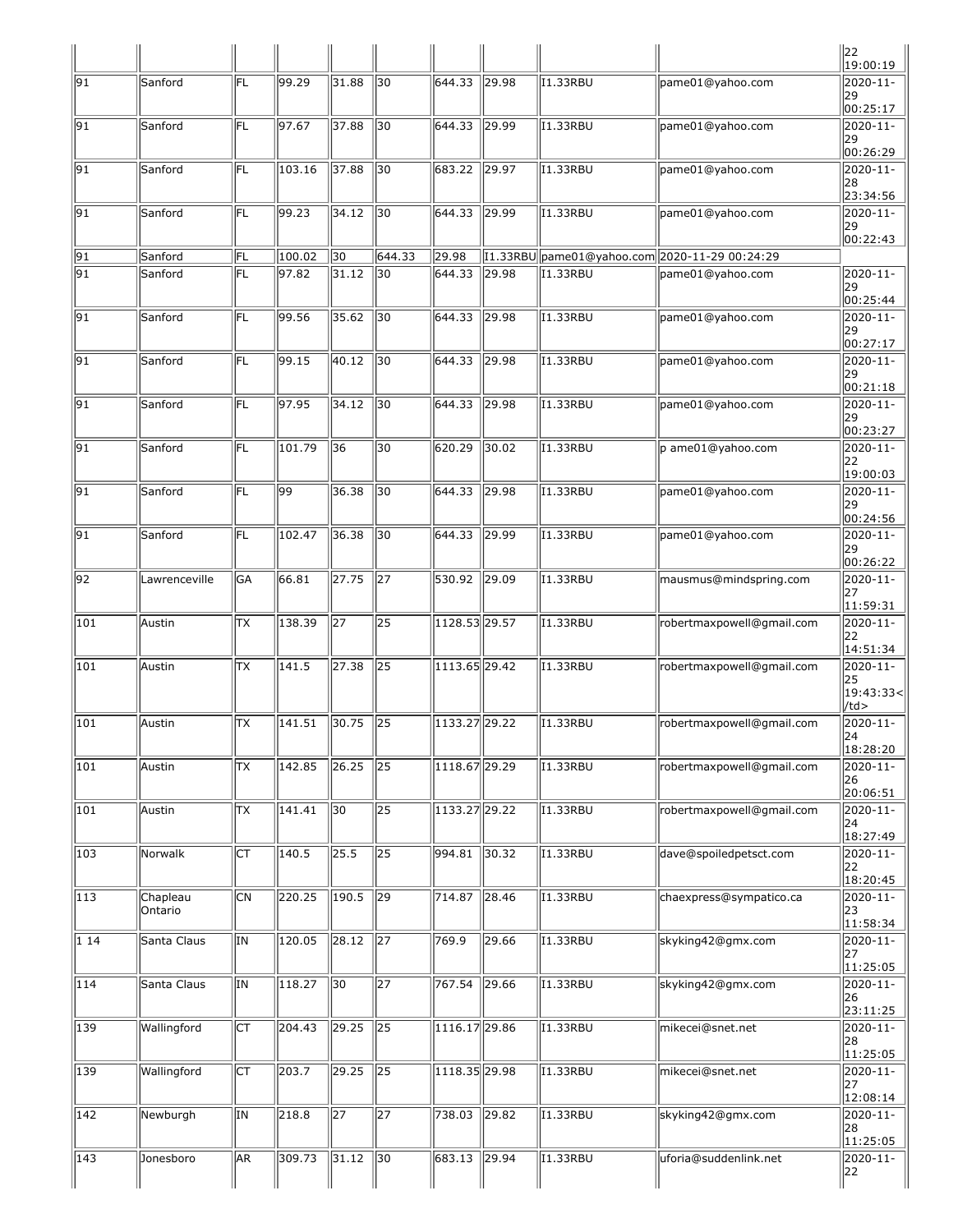| | | | | | | | | | | |
|---|---|---|---|---|---|---|---|---|---|---|
| | | | | | | | | | | 22 19:00:19 |
| 91 | Sanford | FL | 99.29 | 31.88 | 30 | 644.33 | 29.98 | I1.33RBU | pame01@yahoo.com | 2020-11-29 00:25:17 |
| 91 | Sanford | FL | 97.67 | 37.88 | 30 | 644.33 | 29.99 | I1.33RBU | pame01@yahoo.com | 2020-11-29 00:26:29 |
| 91 | Sanford | FL | 103.16 | 37.88 | 30 | 683.22 | 29.97 | I1.33RBU | pame01@yahoo.com | 2020-11-28 23:34:56 |
| 91 | Sanford | FL | 99.23 | 34.12 | 30 | 644.33 | 29.99 | I1.33RBU | pame01@yahoo.com | 2020-11-29 00:22:43 |
| 91 | Sanford | FL | 100.02 | 30 | 644.33 | 29.98 | I1.33RBU | pame01@yahoo.com | 2020-11-29 00:24:29 | |
| 91 | Sanford | FL | 97.82 | 31.12 | 30 | 644.33 | 29.98 | I1.33RBU | pame01@yahoo.com | 2020-11-29 00:25:44 |
| 91 | Sanford | FL | 99.56 | 35.62 | 30 | 644.33 | 29.98 | I1.33RBU | pame01@yahoo.com | 2020-11-29 00:27:17 |
| 91 | Sanford | FL | 99.15 | 40.12 | 30 | 644.33 | 29.98 | I1.33RBU | pame01@yahoo.com | 2020-11-29 00:21:18 |
| 91 | Sanford | FL | 97.95 | 34.12 | 30 | 644.33 | 29.98 | I1.33RBU | pame01@yahoo.com | 2020-11-29 00:23:27 |
| 91 | Sanford | FL | 101.79 | 36 | 30 | 620.29 | 30.02 | I1.33RBU | p ame01@yahoo.com | 2020-11-22 19:00:03 |
| 91 | Sanford | FL | 99 | 36.38 | 30 | 644.33 | 29.98 | I1.33RBU | pame01@yahoo.com | 2020-11-29 00:24:56 |
| 91 | Sanford | FL | 102.47 | 36.38 | 30 | 644.33 | 29.99 | I1.33RBU | pame01@yahoo.com | 2020-11-29 00:26:22 |
| 92 | Lawrenceville | GA | 66.81 | 27.75 | 27 | 530.92 | 29.09 | I1.33RBU | mausmus@mindspring.com | 2020-11-27 11:59:31 |
| 101 | Austin | TX | 138.39 | 27 | 25 | 1128.53 | 29.57 | I1.33RBU | robertmaxpowell@gmail.com | 2020-11-22 14:51:34 |
| 101 | Austin | TX | 141.5 | 27.38 | 25 | 1113.65 | 29.42 | I1.33RBU | robertmaxpowell@gmail.com | 2020-11-25 19:43:33</td> |
| 101 | Austin | TX | 141.51 | 30.75 | 25 | 1133.27 | 29.22 | I1.33RBU | robertmaxpowell@gmail.com | 2020-11-24 18:28:20 |
| 101 | Austin | TX | 142.85 | 26.25 | 25 | 1118.67 | 29.29 | I1.33RBU | robertmaxpowell@gmail.com | 2020-11-26 20:06:51 |
| 101 | Austin | TX | 141.41 | 30 | 25 | 1133.27 | 29.22 | I1.33RBU | robertmaxpowell@gmail.com | 2020-11-24 18:27:49 |
| 103 | Norwalk | CT | 140.5 | 25.5 | 25 | 994.81 | 30.32 | I1.33RBU | dave@spoiledpetsct.com | 2020-11-22 18:20:45 |
| 113 | Chapleau Ontario | CN | 220.25 | 190.5 | 29 | 714.87 | 28.46 | I1.33RBU | chaexpress@sympatico.ca | 2020-11-23 11:58:34 |
| 1 14 | Santa Claus | IN | 120.05 | 28.12 | 27 | 769.9 | 29.66 | I1.33RBU | skyking42@gmx.com | 2020-11-27 11:25:05 |
| 114 | Santa Claus | IN | 118.27 | 30 | 27 | 767.54 | 29.66 | I1.33RBU | skyking42@gmx.com | 2020-11-26 23:11:25 |
| 139 | Wallingford | CT | 204.43 | 29.25 | 25 | 1116.17 | 29.86 | I1.33RBU | mikecei@snet.net | 2020-11-28 11:25:05 |
| 139 | Wallingford | CT | 203.7 | 29.25 | 25 | 1118.35 | 29.98 | I1.33RBU | mikecei@snet.net | 2020-11-27 12:08:14 |
| 142 | Newburgh | IN | 218.8 | 27 | 27 | 738.03 | 29.82 | I1.33RBU | skyking42@gmx.com | 2020-11-28 11:25:05 |
| 143 | Jonesboro | AR | 309.73 | 31.12 | 30 | 683.13 | 29.94 | I1.33RBU | uforia@suddenlink.net | 2020-11-22 |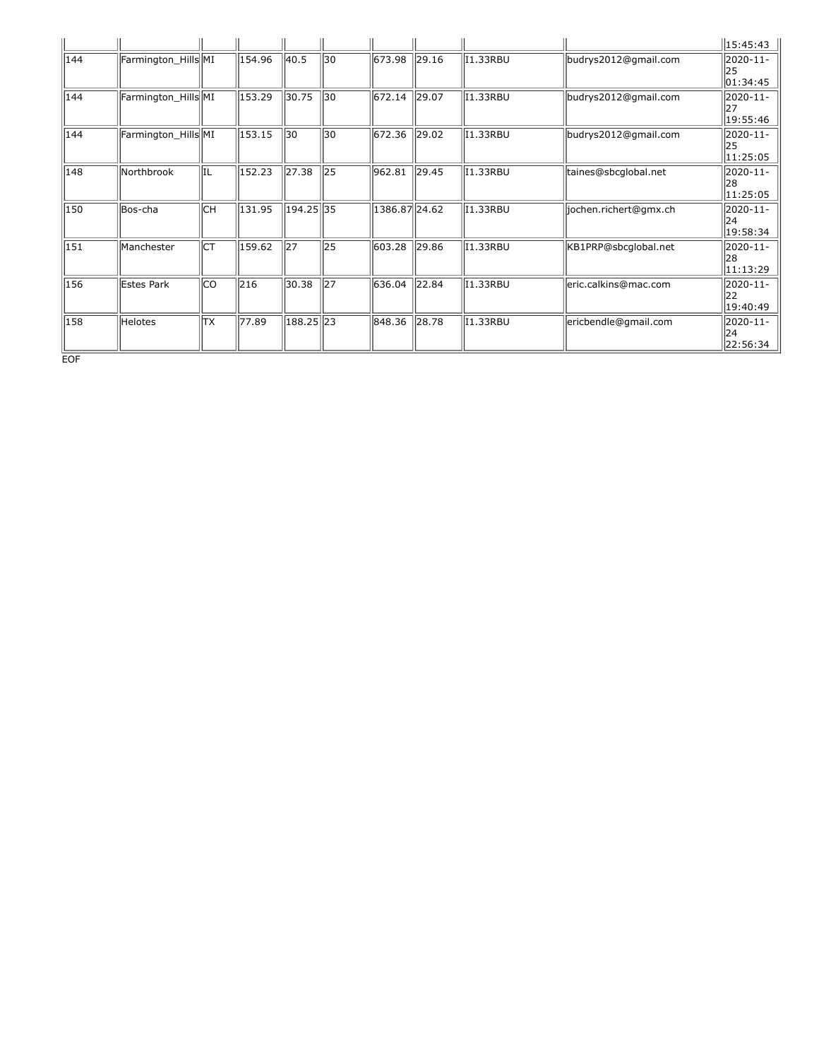| | | | | | | | | | | |
|---|---|---|---|---|---|---|---|---|---|---|
| | | | | | | | | | | 15:45:43 |
| 144 | Farmington_Hills | MI | 154.96 | 40.5 | 30 | 673.98 | 29.16 | I1.33RBU | budrys2012@gmail.com | 2020-11-25 01:34:45 |
| 144 | Farmington_Hills | MI | 153.29 | 30.75 | 30 | 672.14 | 29.07 | I1.33RBU | budrys2012@gmail.com | 2020-11-27 19:55:46 |
| 144 | Farmington_Hills | MI | 153.15 | 30 | 30 | 672.36 | 29.02 | I1.33RBU | budrys2012@gmail.com | 2020-11-25 11:25:05 |
| 148 | Northbrook | IL | 152.23 | 27.38 | 25 | 962.81 | 29.45 | I1.33RBU | taines@sbcglobal.net | 2020-11-28 11:25:05 |
| 150 | Bos-cha | CH | 131.95 | 194.25 | 35 | 1386.87 | 24.62 | I1.33RBU | jochen.richert@gmx.ch | 2020-11-24 19:58:34 |
| 151 | Manchester | CT | 159.62 | 27 | 25 | 603.28 | 29.86 | I1.33RBU | KB1PRP@sbcglobal.net | 2020-11-28 11:13:29 |
| 156 | Estes Park | CO | 216 | 30.38 | 27 | 636.04 | 22.84 | I1.33RBU | eric.calkins@mac.com | 2020-11-22 19:40:49 |
| 158 | Helotes | TX | 77.89 | 188.25 | 23 | 848.36 | 28.78 | I1.33RBU | ericbendle@gmail.com | 2020-11-24 22:56:34 |

EOF